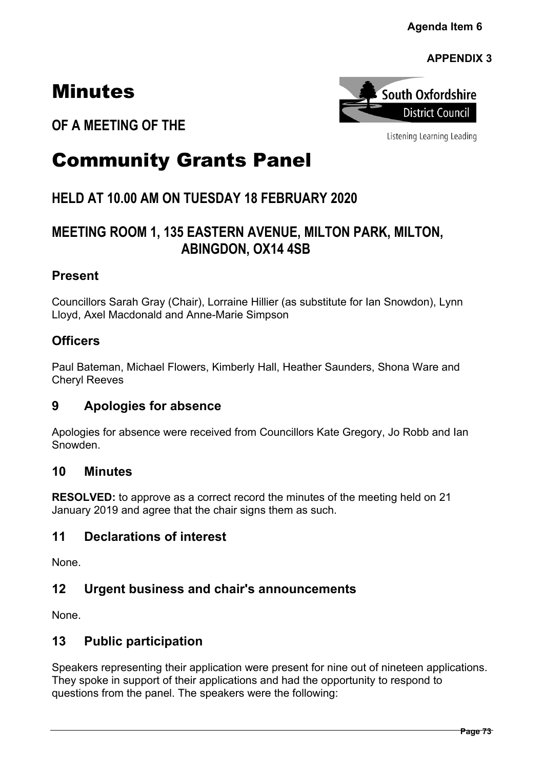Agenda Item 6

**APPENDIX 3**

# Minutes

## OF A MEETING OF THE

# Community Grants Panel

## HELD AT 10.00 AM ON TUESDAY 18 FEBRUARY 2020

## MEETING ROOM 1, 135 EASTERN AVENUE, MILTON PARK, MILTON, ABINGDON, OX14 4SB

### Present

Councillors Sarah Gray (Chair), Lorraine Hillier (as substitute for Ian Snowdon), Lynn Lloyd, Axel Macdonald and Anne-Marie Simpson

### Officers

Paul Bateman, Michael Flowers, Kimberly Hall, Heather Saunders, Shona Ware and Cheryl Reeves

### 9 Apologies for absence

Apologies for absence were received from Councillors Kate Gregory, Jo Robb and Ian Snowden.

### 10 Minutes

**RESOLVED:** to approve as a correct record the minutes of the meeting held on 21 January 2019 and agree that the chair signs them as such.

### 11 Declarations of interest

None.

### 12 Urgent business and chair's announcements

None.

### 13 Public participation

Speakers representing their application were present for nine out of nineteen applications. They spoke in support of their applications and had the opportunity to respond to questions from the panel. The speakers were the following: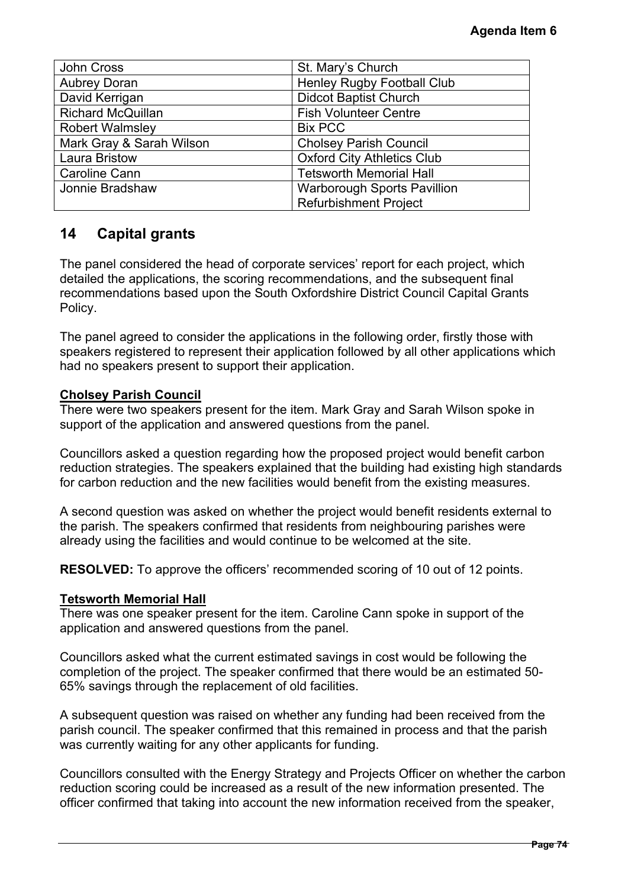| John Cross | St. Mary's Church |
| --- | --- |
| Aubrey Doran | Henley Rugby Football Club |
| David Kerrigan | Didcot Baptist Church |
| Richard McQuillan | Fish Volunteer Centre |
| Robert Walmsley | Bix PCC |
| Mark Gray & Sarah Wilson | Cholsey Parish Council |
| Laura Bristow | Oxford City Athletics Club |
| Caroline Cann | Tetsworth Memorial Hall |
| Jonnie Bradshaw | Warborough Sports Pavillion Refurbishment Project |

## 14 Capital grants

The panel considered the head of corporate services' report for each project, which detailed the applications, the scoring recommendations, and the subsequent final recommendations based upon the South Oxfordshire District Council Capital Grants Policy.

The panel agreed to consider the applications in the following order, firstly those with speakers registered to represent their application followed by all other applications which had no speakers present to support their application.

**Cholsey Parish Council**

There were two speakers present for the item. Mark Gray and Sarah Wilson spoke in support of the application and answered questions from the panel.

Councillors asked a question regarding how the proposed project would benefit carbon reduction strategies. The speakers explained that the building had existing high standards for carbon reduction and the new facilities would benefit from the existing measures.

A second question was asked on whether the project would benefit residents external to the parish. The speakers confirmed that residents from neighbouring parishes were already using the facilities and would continue to be welcomed at the site.

**RESOLVED:** To approve the officers' recommended scoring of 10 out of 12 points.

**Tetsworth Memorial Hall**

There was one speaker present for the item. Caroline Cann spoke in support of the application and answered questions from the panel.

Councillors asked what the current estimated savings in cost would be following the completion of the project. The speaker confirmed that there would be an estimated 50-65% savings through the replacement of old facilities.

A subsequent question was raised on whether any funding had been received from the parish council. The speaker confirmed that this remained in process and that the parish was currently waiting for any other applicants for funding.

Councillors consulted with the Energy Strategy and Projects Officer on whether the carbon reduction scoring could be increased as a result of the new information presented. The officer confirmed that taking into account the new information received from the speaker,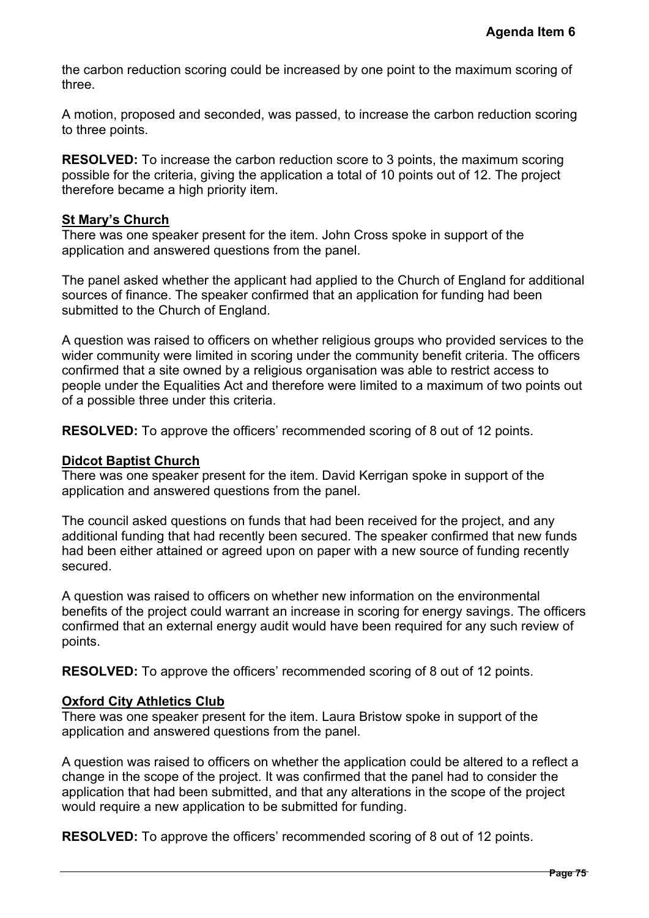the carbon reduction scoring could be increased by one point to the maximum scoring of three.

A motion, proposed and seconded, was passed, to increase the carbon reduction scoring to three points.

**RESOLVED:** To increase the carbon reduction score to 3 points, the maximum scoring possible for the criteria, giving the application a total of 10 points out of 12. The project therefore became a high priority item.

**St Mary's Church**

There was one speaker present for the item. John Cross spoke in support of the application and answered questions from the panel.

The panel asked whether the applicant had applied to the Church of England for additional sources of finance. The speaker confirmed that an application for funding had been submitted to the Church of England.

A question was raised to officers on whether religious groups who provided services to the wider community were limited in scoring under the community benefit criteria. The officers confirmed that a site owned by a religious organisation was able to restrict access to people under the Equalities Act and therefore were limited to a maximum of two points out of a possible three under this criteria.

**RESOLVED:** To approve the officers' recommended scoring of 8 out of 12 points.

**Didcot Baptist Church**

There was one speaker present for the item. David Kerrigan spoke in support of the application and answered questions from the panel.

The council asked questions on funds that had been received for the project, and any additional funding that had recently been secured. The speaker confirmed that new funds had been either attained or agreed upon on paper with a new source of funding recently secured.

A question was raised to officers on whether new information on the environmental benefits of the project could warrant an increase in scoring for energy savings. The officers confirmed that an external energy audit would have been required for any such review of points.

**RESOLVED:** To approve the officers' recommended scoring of 8 out of 12 points.

**Oxford City Athletics Club**

There was one speaker present for the item. Laura Bristow spoke in support of the application and answered questions from the panel.

A question was raised to officers on whether the application could be altered to a reflect a change in the scope of the project. It was confirmed that the panel had to consider the application that had been submitted, and that any alterations in the scope of the project would require a new application to be submitted for funding.

**RESOLVED:** To approve the officers' recommended scoring of 8 out of 12 points.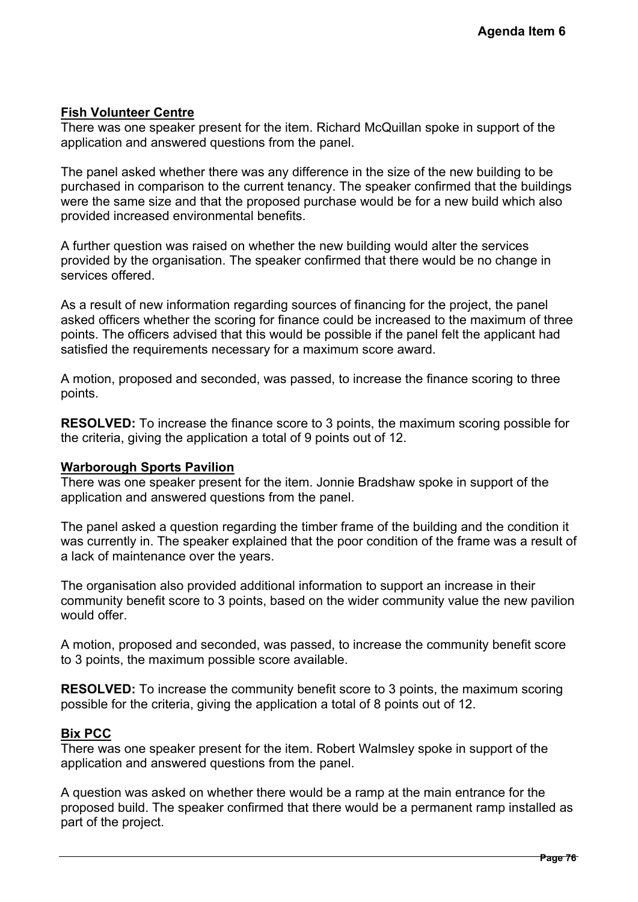**Fish Volunteer Centre**
There was one speaker present for the item. Richard McQuillan spoke in support of the application and answered questions from the panel.

The panel asked whether there was any difference in the size of the new building to be purchased in comparison to the current tenancy. The speaker confirmed that the buildings were the same size and that the proposed purchase would be for a new build which also provided increased environmental benefits.

A further question was raised on whether the new building would alter the services provided by the organisation. The speaker confirmed that there would be no change in services offered.

As a result of new information regarding sources of financing for the project, the panel asked officers whether the scoring for finance could be increased to the maximum of three points. The officers advised that this would be possible if the panel felt the applicant had satisfied the requirements necessary for a maximum score award.

A motion, proposed and seconded, was passed, to increase the finance scoring to three points.

**RESOLVED:** To increase the finance score to 3 points, the maximum scoring possible for the criteria, giving the application a total of 9 points out of 12.

**Warborough Sports Pavilion**
There was one speaker present for the item. Jonnie Bradshaw spoke in support of the application and answered questions from the panel.

The panel asked a question regarding the timber frame of the building and the condition it was currently in. The speaker explained that the poor condition of the frame was a result of a lack of maintenance over the years.

The organisation also provided additional information to support an increase in their community benefit score to 3 points, based on the wider community value the new pavilion would offer.

A motion, proposed and seconded, was passed, to increase the community benefit score to 3 points, the maximum possible score available.

**RESOLVED:** To increase the community benefit score to 3 points, the maximum scoring possible for the criteria, giving the application a total of 8 points out of 12.

**Bix PCC**
There was one speaker present for the item. Robert Walmsley spoke in support of the application and answered questions from the panel.

A question was asked on whether there would be a ramp at the main entrance for the proposed build. The speaker confirmed that there would be a permanent ramp installed as part of the project.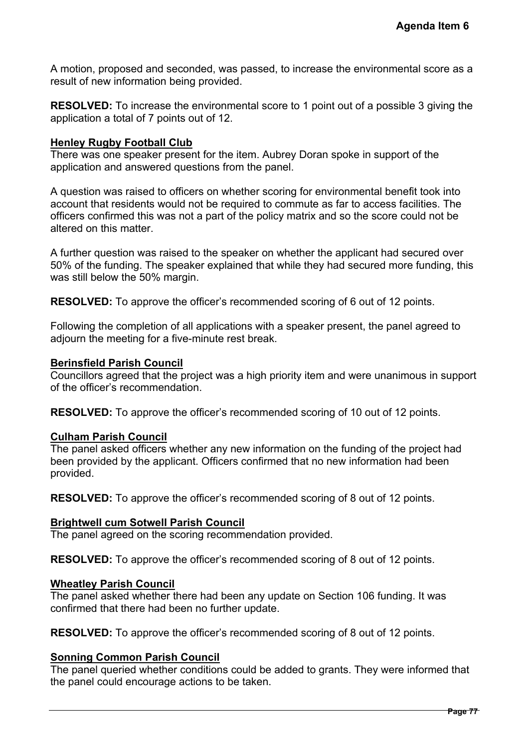A motion, proposed and seconded, was passed, to increase the environmental score as a result of new information being provided.

**RESOLVED:** To increase the environmental score to 1 point out of a possible 3 giving the application a total of 7 points out of 12.

**Henley Rugby Football Club**

There was one speaker present for the item. Aubrey Doran spoke in support of the application and answered questions from the panel.

A question was raised to officers on whether scoring for environmental benefit took into account that residents would not be required to commute as far to access facilities. The officers confirmed this was not a part of the policy matrix and so the score could not be altered on this matter.

A further question was raised to the speaker on whether the applicant had secured over 50% of the funding. The speaker explained that while they had secured more funding, this was still below the 50% margin.

**RESOLVED:** To approve the officer's recommended scoring of 6 out of 12 points.

Following the completion of all applications with a speaker present, the panel agreed to adjourn the meeting for a five-minute rest break.

**Berinsfield Parish Council**

Councillors agreed that the project was a high priority item and were unanimous in support of the officer's recommendation.

**RESOLVED:** To approve the officer's recommended scoring of 10 out of 12 points.

**Culham Parish Council**

The panel asked officers whether any new information on the funding of the project had been provided by the applicant. Officers confirmed that no new information had been provided.

**RESOLVED:** To approve the officer's recommended scoring of 8 out of 12 points.

**Brightwell cum Sotwell Parish Council**

The panel agreed on the scoring recommendation provided.

**RESOLVED:** To approve the officer's recommended scoring of 8 out of 12 points.

**Wheatley Parish Council**

The panel asked whether there had been any update on Section 106 funding. It was confirmed that there had been no further update.

**RESOLVED:** To approve the officer's recommended scoring of 8 out of 12 points.

**Sonning Common Parish Council**

The panel queried whether conditions could be added to grants. They were informed that the panel could encourage actions to be taken.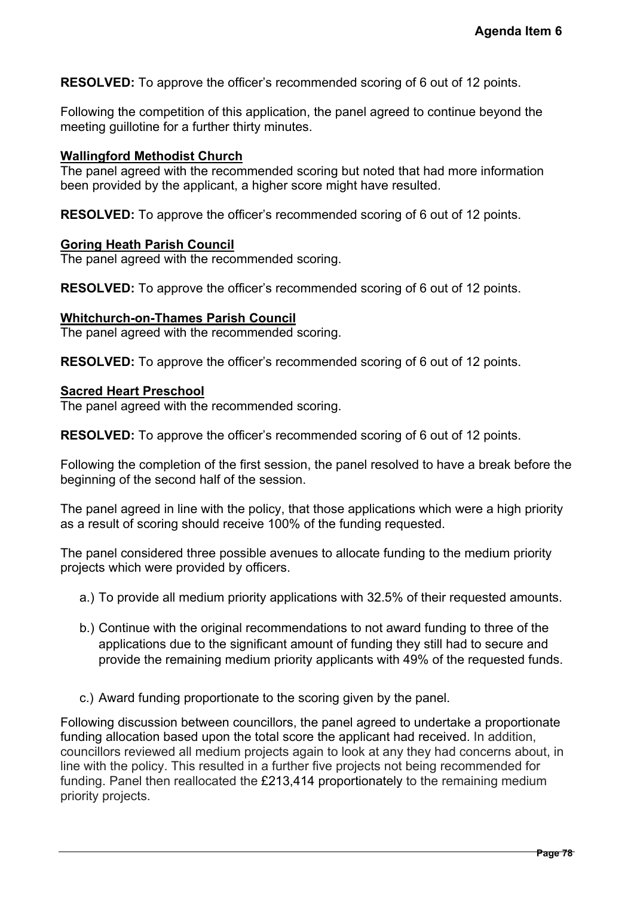**RESOLVED:** To approve the officer's recommended scoring of 6 out of 12 points.

Following the competition of this application, the panel agreed to continue beyond the meeting guillotine for a further thirty minutes.

**Wallingford Methodist Church**

The panel agreed with the recommended scoring but noted that had more information been provided by the applicant, a higher score might have resulted.

**RESOLVED:** To approve the officer's recommended scoring of 6 out of 12 points.

**Goring Heath Parish Council**

The panel agreed with the recommended scoring.

**RESOLVED:** To approve the officer's recommended scoring of 6 out of 12 points.

**Whitchurch-on-Thames Parish Council**

The panel agreed with the recommended scoring.

**RESOLVED:** To approve the officer's recommended scoring of 6 out of 12 points.

**Sacred Heart Preschool**

The panel agreed with the recommended scoring.

**RESOLVED:** To approve the officer's recommended scoring of 6 out of 12 points.

Following the completion of the first session, the panel resolved to have a break before the beginning of the second half of the session.

The panel agreed in line with the policy, that those applications which were a high priority as a result of scoring should receive 100% of the funding requested.

The panel considered three possible avenues to allocate funding to the medium priority projects which were provided by officers.

a.) To provide all medium priority applications with 32.5% of their requested amounts.

b.) Continue with the original recommendations to not award funding to three of the applications due to the significant amount of funding they still had to secure and provide the remaining medium priority applicants with 49% of the requested funds.

c.) Award funding proportionate to the scoring given by the panel.

Following discussion between councillors, the panel agreed to undertake a proportionate funding allocation based upon the total score the applicant had received. In addition, councillors reviewed all medium projects again to look at any they had concerns about, in line with the policy. This resulted in a further five projects not being recommended for funding. Panel then reallocated the £213,414 proportionately to the remaining medium priority projects.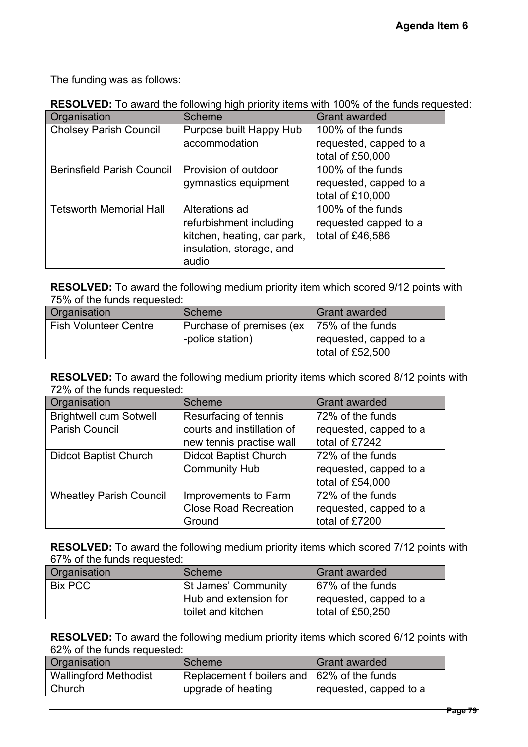The funding was as follows:

**RESOLVED:** To award the following high priority items with 100% of the funds requested:

| Organisation | Scheme | Grant awarded |
|---|---|---|
| Cholsey Parish Council | Purpose built Happy Hub accommodation | 100% of the funds requested, capped to a total of £50,000 |
| Berinsfield Parish Council | Provision of outdoor gymnastics equipment | 100% of the funds requested, capped to a total of £10,000 |
| Tetsworth Memorial Hall | Alterations ad refurbishment including kitchen, heating, car park, insulation, storage, and audio | 100% of the funds requested capped to a total of £46,586 |

**RESOLVED:** To award the following medium priority item which scored 9/12 points with 75% of the funds requested:

| Organisation | Scheme | Grant awarded |
|---|---|---|
| Fish Volunteer Centre | Purchase of premises (ex -police station) | 75% of the funds requested, capped to a total of £52,500 |

**RESOLVED:** To award the following medium priority items which scored 8/12 points with 72% of the funds requested:

| Organisation | Scheme | Grant awarded |
|---|---|---|
| Brightwell cum Sotwell Parish Council | Resurfacing of tennis courts and instillation of new tennis practise wall | 72% of the funds requested, capped to a total of £7242 |
| Didcot Baptist Church | Didcot Baptist Church Community Hub | 72% of the funds requested, capped to a total of £54,000 |
| Wheatley Parish Council | Improvements to Farm Close Road Recreation Ground | 72% of the funds requested, capped to a total of £7200 |

**RESOLVED:** To award the following medium priority items which scored 7/12 points with 67% of the funds requested:

| Organisation | Scheme | Grant awarded |
|---|---|---|
| Bix PCC | St James' Community Hub and extension for toilet and kitchen | 67% of the funds requested, capped to a total of £50,250 |

**RESOLVED:** To award the following medium priority items which scored 6/12 points with 62% of the funds requested:

| Organisation | Scheme | Grant awarded |
|---|---|---|
| Wallingford Methodist Church | Replacement f boilers and upgrade of heating | 62% of the funds requested, capped to a |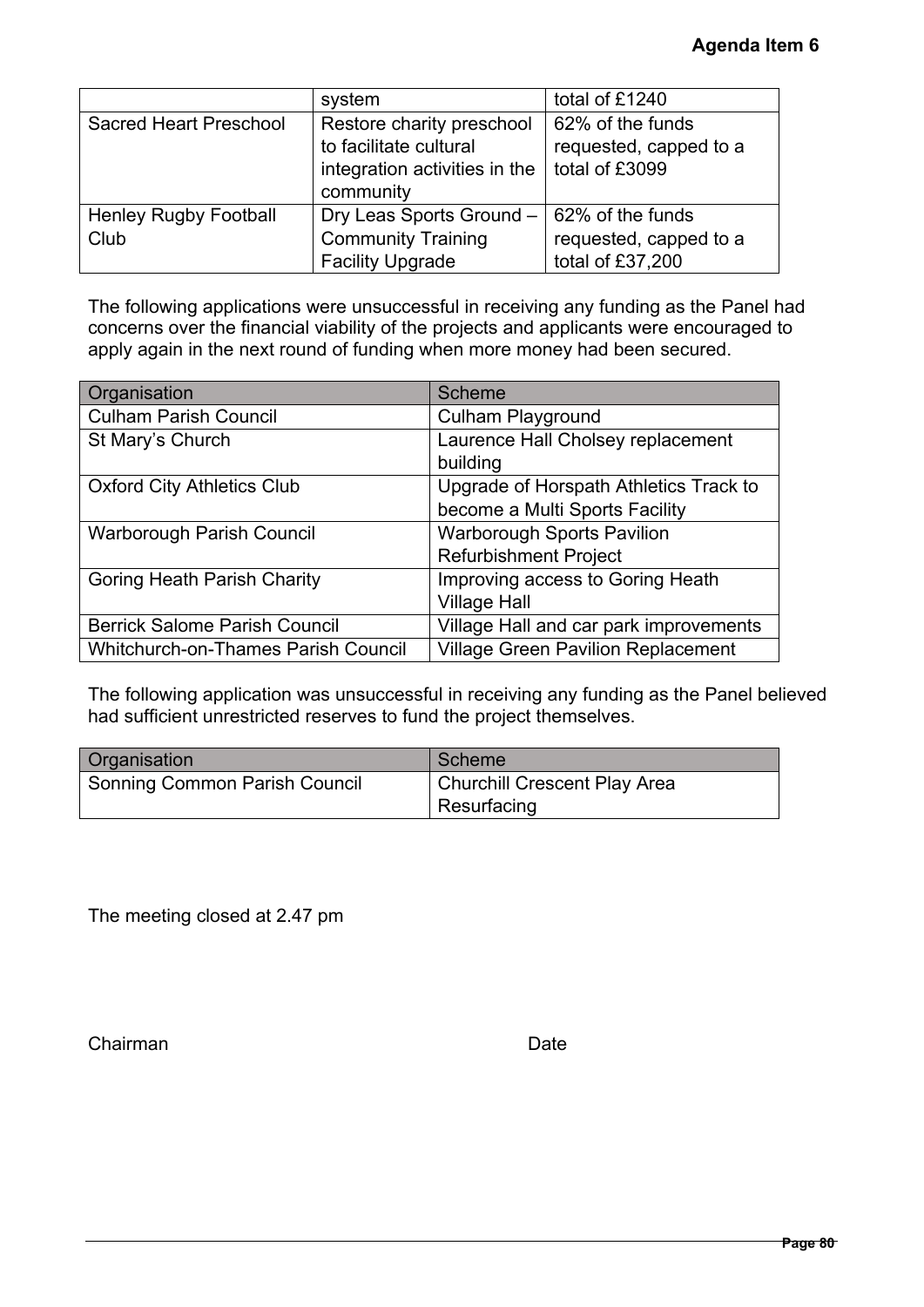| | | |
|---|---|---|
| | system | total of £1240 |
| Sacred Heart Preschool | Restore charity preschool to facilitate cultural integration activities in the community | 62% of the funds requested, capped to a total of £3099 |
| Henley Rugby Football Club | Dry Leas Sports Ground – Community Training Facility Upgrade | 62% of the funds requested, capped to a total of £37,200 |

The following applications were unsuccessful in receiving any funding as the Panel had concerns over the financial viability of the projects and applicants were encouraged to apply again in the next round of funding when more money had been secured.

| Organisation | Scheme |
|---|---|
| Culham Parish Council | Culham Playground |
| St Mary's Church | Laurence Hall Cholsey replacement building |
| Oxford City Athletics Club | Upgrade of Horspath Athletics Track to become a Multi Sports Facility |
| Warborough Parish Council | Warborough Sports Pavilion Refurbishment Project |
| Goring Heath Parish Charity | Improving access to Goring Heath Village Hall |
| Berrick Salome Parish Council | Village Hall and car park improvements |
| Whitchurch-on-Thames Parish Council | Village Green Pavilion Replacement |

The following application was unsuccessful in receiving any funding as the Panel believed had sufficient unrestricted reserves to fund the project themselves.

| Organisation | Scheme |
|---|---|
| Sonning Common Parish Council | Churchill Crescent Play Area Resurfacing |

The meeting closed at 2.47 pm

Chairman Date